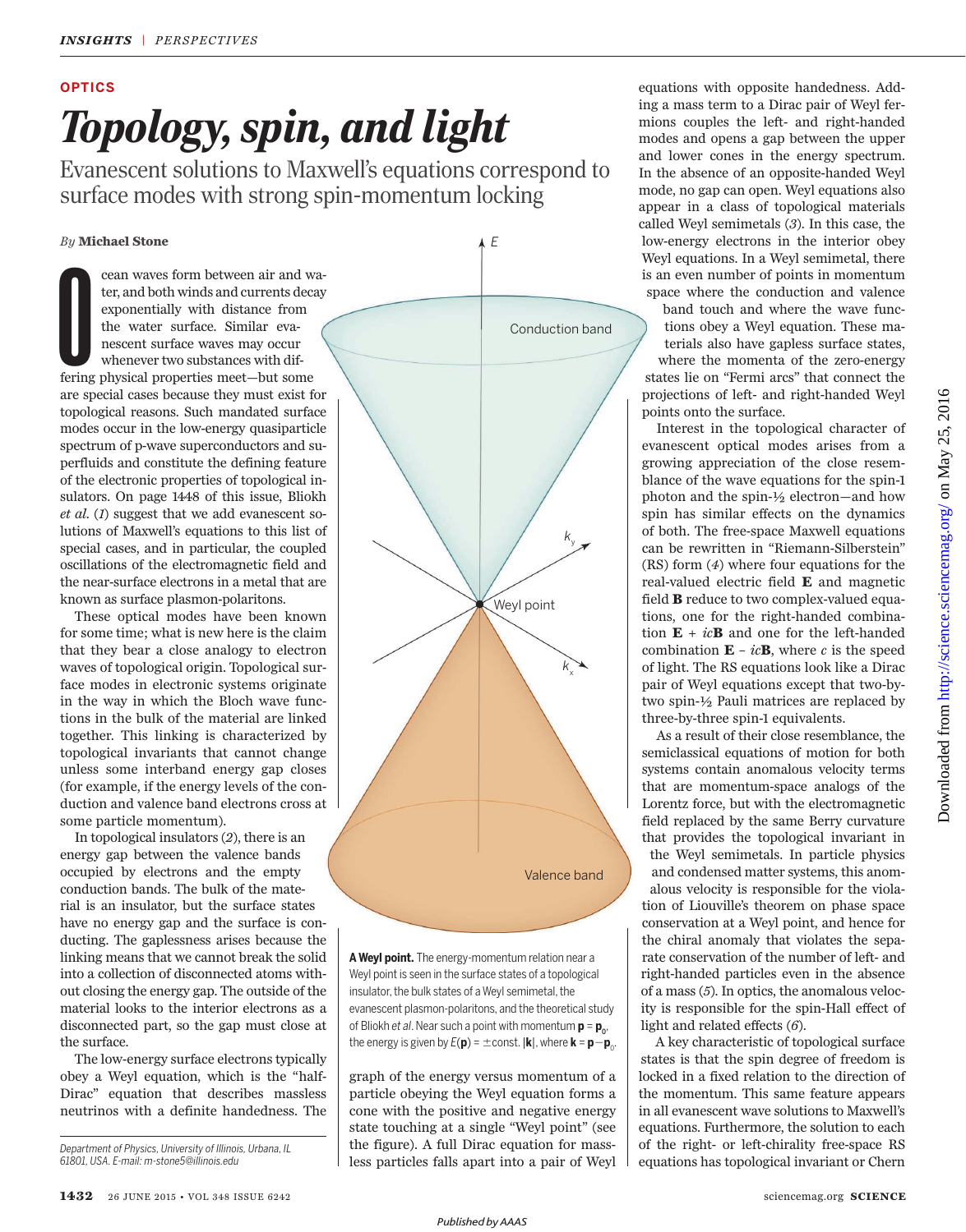OPTICS

# Topology, spin, and light

## Evanescent solutions to Maxwell's equations correspond to surface modes with strong spin-momentum locking

*By* **Michael Stone**

Ocean waves form between air and water, and both winds and currents decay exponentially with distance from the water surface. Similar evanescent surface waves may occur whenever two substances with differing physical properties meet—but some are special cases because they must exist for topological reasons. Such mandated surface modes occur in the low-energy quasiparticle spectrum of p-wave superconductors and superfluids and constitute the defining feature of the electronic properties of topological insulators. On page 1448 of this issue, Bliokh *et al.* (*1*) suggest that we add evanescent solutions of Maxwell's equations to this list of special cases, and in particular, the coupled oscillations of the electromagnetic field and the near-surface electrons in a metal that are known as surface plasmon-polaritons.

These optical modes have been known for some time; what is new here is the claim that they bear a close analogy to electron waves of topological origin. Topological surface modes in electronic systems originate in the way in which the Bloch wave functions in the bulk of the material are linked together. This linking is characterized by topological invariants that cannot change unless some interband energy gap closes (for example, if the energy levels of the conduction and valence band electrons cross at some particle momentum).

In topological insulators (*2*), there is an energy gap between the valence bands occupied by electrons and the empty conduction bands. The bulk of the material is an insulator, but the surface states have no energy gap and the surface is conducting. The gaplessness arises because the linking means that we cannot break the solid into a collection of disconnected atoms without closing the energy gap. The outside of the material looks to the interior electrons as a disconnected part, so the gap must close at the surface.

The low-energy surface electrons typically obey a Weyl equation, which is the "half-Dirac" equation that describes massless neutrinos with a definite handedness. The graph of the energy versus momentum of a particle obeying the Weyl equation forms a cone with the positive and negative energy state touching at a single "Weyl point" (see the figure). A full Dirac equation for massless particles falls apart into a pair of Weyl equations with opposite handedness. Adding a mass term to a Dirac pair of Weyl fermions couples the left- and right-handed modes and opens a gap between the upper and lower cones in the energy spectrum. In the absence of an opposite-handed Weyl mode, no gap can open. Weyl equations also appear in a class of topological materials called Weyl semimetals (*3*). In this case, the low-energy electrons in the interior obey Weyl equations. In a Weyl semimetal, there is an even number of points in momentum space where the conduction and valence band touch and where the wave functions obey a Weyl equation. These materials also have gapless surface states, where the momenta of the zero-energy states lie on "Fermi arcs" that connect the projections of left- and right-handed Weyl points onto the surface.

E

Conduction band

$k_y$

Weyl point

$k_x$

Valence band

**A Weyl point.** The energy-momentum relation near a Weyl point is seen in the surface states of a topological insulator, the bulk states of a Weyl semimetal, the evanescent plasmon-polaritons, and the theoretical study of Bliokh *et al*. Near such a point with momentum $\mathbf{p} = \mathbf{p}_0$, the energy is given by $E(\mathbf{p}) = \pm\text{const.}\,|\mathbf{k}|$, where $\mathbf{k} = \mathbf{p} - \mathbf{p}_0$.

Interest in the topological character of evanescent optical modes arises from a growing appreciation of the close resemblance of the wave equations for the spin-1 photon and the spin-½ electron—and how spin has similar effects on the dynamics of both. The free-space Maxwell equations can be rewritten in "Riemann-Silberstein" (RS) form (*4*) where four equations for the real-valued electric field **E** and magnetic field **B** reduce to two complex-valued equations, one for the right-handed combination $\mathbf{E} + ic\mathbf{B}$ and one for the left-handed combination $\mathbf{E} - ic\mathbf{B}$, where $c$ is the speed of light. The RS equations look like a Dirac pair of Weyl equations except that two-by-two spin-½ Pauli matrices are replaced by three-by-three spin-1 equivalents.

As a result of their close resemblance, the semiclassical equations of motion for both systems contain anomalous velocity terms that are momentum-space analogs of the Lorentz force, but with the electromagnetic field replaced by the same Berry curvature that provides the topological invariant in the Weyl semimetals. In particle physics and condensed matter systems, this anomalous velocity is responsible for the violation of Liouville's theorem on phase space conservation at a Weyl point, and hence for the chiral anomaly that violates the separate conservation of the number of left- and right-handed particles even in the absence of a mass (*5*). In optics, the anomalous velocity is responsible for the spin-Hall effect of light and related effects (*6*).

A key characteristic of topological surface states is that the spin degree of freedom is locked in a fixed relation to the direction of the momentum. This same feature appears in all evanescent wave solutions to Maxwell's equations. Furthermore, the solution to each of the right- or left-chirality free-space RS equations has topological invariant or Chern

*Department of Physics, University of Illinois, Urbana, IL 61801, USA. E-mail: m-stone5@illinois.edu*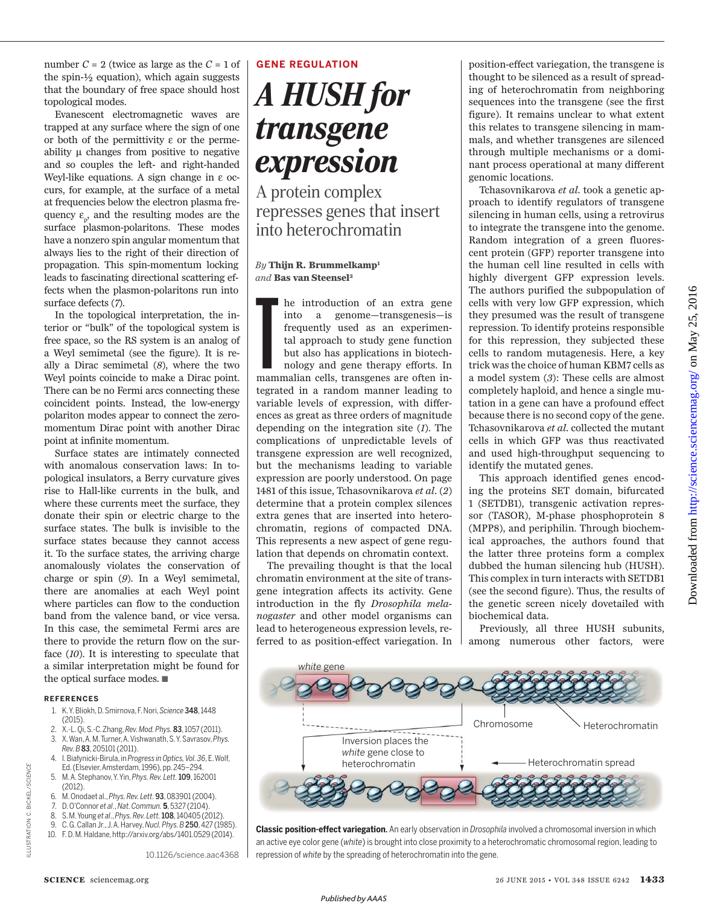number $C = 2$ (twice as large as the $C = 1$ of the spin-½ equation), which again suggests that the boundary of free space should host topological modes.

Evanescent electromagnetic waves are trapped at any surface where the sign of one or both of the permittivity ε or the permeability μ changes from positive to negative and so couples the left- and right-handed Weyl-like equations. A sign change in ε occurs, for example, at the surface of a metal at frequencies below the electron plasma frequency $\varepsilon_p$, and the resulting modes are the surface plasmon-polaritons. These modes have a nonzero spin angular momentum that always lies to the right of their direction of propagation. This spin-momentum locking leads to fascinating directional scattering effects when the plasmon-polaritons run into surface defects (*7*).

In the topological interpretation, the interior or "bulk" of the topological system is free space, so the RS system is an analog of a Weyl semimetal (see the figure). It is really a Dirac semimetal (*8*), where the two Weyl points coincide to make a Dirac point. There can be no Fermi arcs connecting these coincident points. Instead, the low-energy polariton modes appear to connect the zero-momentum Dirac point with another Dirac point at infinite momentum.

Surface states are intimately connected with anomalous conservation laws: In topological insulators, a Berry curvature gives rise to Hall-like currents in the bulk, and where these currents meet the surface, they donate their spin or electric charge to the surface states. The bulk is invisible to the surface states because they cannot access it. To the surface states, the arriving charge anomalously violates the conservation of charge or spin (*9*). In a Weyl semimetal, there are anomalies at each Weyl point where particles can flow to the conduction band from the valence band, or vice versa. In this case, the semimetal Fermi arcs are there to provide the return flow on the surface (*10*). It is interesting to speculate that a similar interpretation might be found for the optical surface modes. ■

### REFERENCES

1. K. Y. Bliokh, D. Smirnova, F. Nori, *Science* **348**, 1448 (2015).
2. X.-L. Qi, S.-C. Zhang, *Rev. Mod. Phys.* **83**, 1057 (2011).
3. X. Wan, A. M. Turner, A. Vishwanath, S. Y. Savrasov, *Phys. Rev. B* **83**, 205101 (2011).
4. I. Białynicki-Birula, in *Progress in Optics, Vol. 36*, E. Wolf, Ed. (Elsevier, Amsterdam, 1996), pp. 245–294.
5. M. A. Stephanov, Y. Yin, *Phys. Rev. Lett.* **109**, 162001 (2012).
6. M. Onodaet al., *Phys. Rev. Lett.* **93**, 083901 (2004).
7. D. O'Connor *et al.*, *Nat. Commun.* **5**, 5327 (2104).
8. S. M. Young *et al.*, *Phys. Rev. Lett.* **108**, 140405 (2012).
9. C. G. Callan Jr., J. A. Harvey, *Nucl. Phys. B* **250**, 427 (1985).
10. F. D. M. Haldane, http://arxiv.org/abs/1401.0529 (2014).

10.1126/science.aac4368

---

GENE REGULATION

# A HUSH for transgene expression

## A protein complex represses genes that insert into heterochromatin

*By* **Thijn R. Brummelkamp**[1] *and* **Bas van Steensel**[2]

The introduction of an extra gene into a genome—transgenesis—is frequently used as an experimental approach to study gene function but also has applications in biotechnology and gene therapy efforts. In mammalian cells, transgenes are often integrated in a random manner leading to variable levels of expression, with differences as great as three orders of magnitude depending on the integration site (*1*). The complications of unpredictable levels of transgene expression are well recognized, but the mechanisms leading to variable expression are poorly understood. On page 1481 of this issue, Tchasovnikarova *et al.* (*2*) determine that a protein complex silences extra genes that are inserted into heterochromatin, regions of compacted DNA. This represents a new aspect of gene regulation that depends on chromatin context.

The prevailing thought is that the local chromatin environment at the site of transgene integration affects its activity. Gene introduction in the fly *Drosophila melanogaster* and other model organisms can lead to heterogeneous expression levels, referred to as position-effect variegation. In position-effect variegation, the transgene is thought to be silenced as a result of spreading of heterochromatin from neighboring sequences into the transgene (see the first figure). It remains unclear to what extent this relates to transgene silencing in mammals, and whether transgenes are silenced through multiple mechanisms or a dominant process operational at many different genomic locations.

Tchasovnikarova *et al.* took a genetic approach to identify regulators of transgene silencing in human cells, using a retrovirus to integrate the transgene into the genome. Random integration of a green fluorescent protein (GFP) reporter transgene into the human cell line resulted in cells with highly divergent GFP expression levels. The authors purified the subpopulation of cells with very low GFP expression, which they presumed was the result of transgene repression. To identify proteins responsible for this repression, they subjected these cells to random mutagenesis. Here, a key trick was the choice of human KBM7 cells as a model system (*3*): These cells are almost completely haploid, and hence a single mutation in a gene can have a profound effect because there is no second copy of the gene. Tchasovnikarova *et al.* collected the mutant cells in which GFP was thus reactivated and used high-throughput sequencing to identify the mutated genes.

This approach identified genes encoding the proteins SET domain, bifurcated 1 (SETDB1), transgenic activation repressor (TASOR), M-phase phosphoprotein 8 (MPP8), and periphilin. Through biochemical approaches, the authors found that the latter three proteins form a complex dubbed the human silencing hub (HUSH). This complex in turn interacts with SETDB1 (see the second figure). Thus, the results of the genetic screen nicely dovetailed with biochemical data.

Previously, all three HUSH subunits, among numerous other factors, were

*white* gene

Chromosome

Heterochromatin

Inversion places the *white* gene close to heterochromatin

Heterochromatin spread

**Classic position-effect variegation.** An early observation in *Drosophila* involved a chromosomal inversion in which an active eye color gene (*white*) is brought into close proximity to a heterochromatic chromosomal region, leading to repression of *white* by the spreading of heterochromatin into the gene.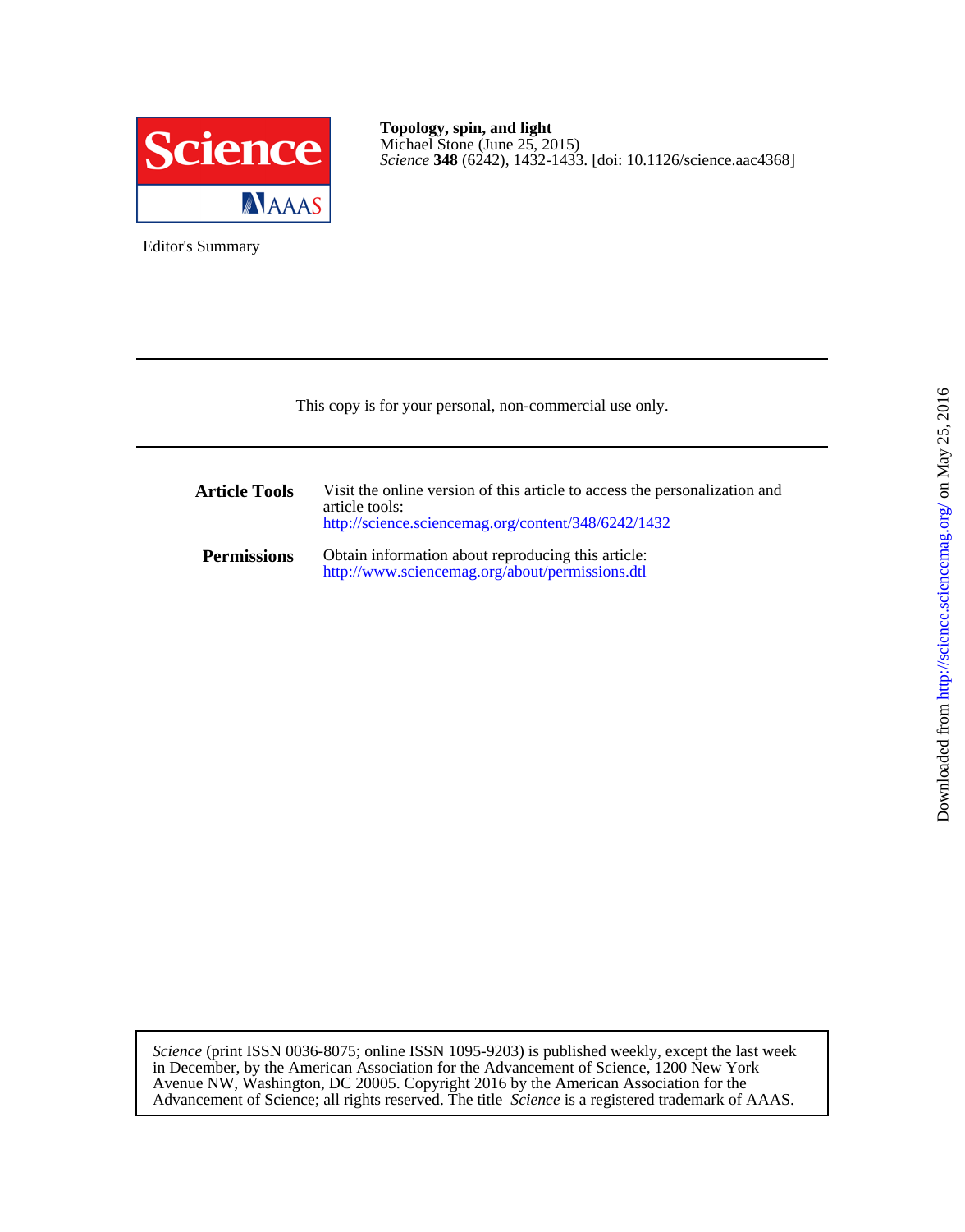**Topology, spin, and light**
Michael Stone (June 25, 2015)
*Science* **348** (6242), 1432-1433. [doi: 10.1126/science.aac4368]

Editor's Summary

---

This copy is for your personal, non-commercial use only.

---

**Article Tools** Visit the online version of this article to access the personalization and article tools:
http://science.sciencemag.org/content/348/6242/1432

**Permissions** Obtain information about reproducing this article:
http://www.sciencemag.org/about/permissions.dtl

*Science* (print ISSN 0036-8075; online ISSN 1095-9203) is published weekly, except the last week in December, by the American Association for the Advancement of Science, 1200 New York Avenue NW, Washington, DC 20005. Copyright 2016 by the American Association for the Advancement of Science; all rights reserved. The title *Science* is a registered trademark of AAAS.

Downloaded from http://science.sciencemag.org/ on May 25, 2016